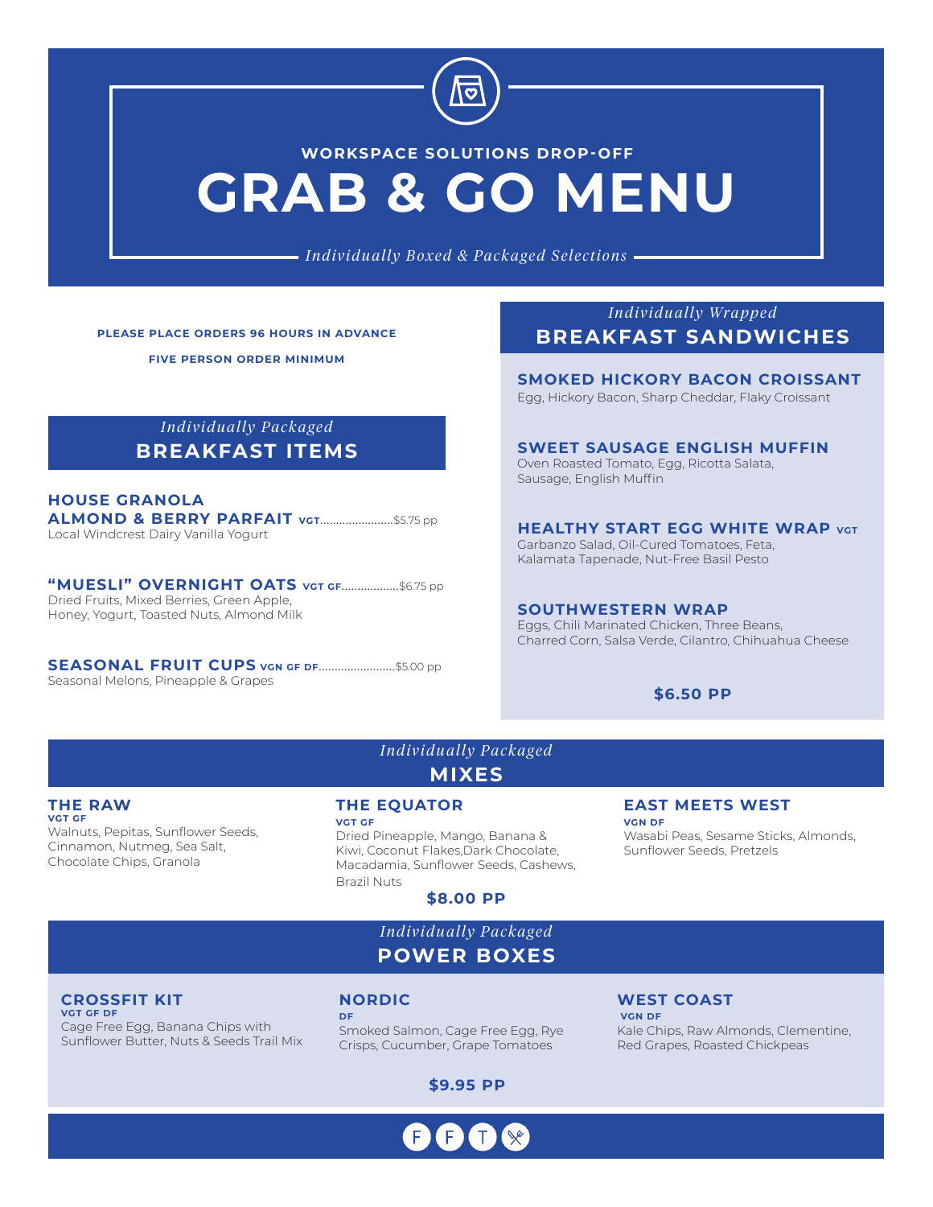WORKSPACE SOLUTIONS DROP-OFF

# GRAB & GO MENU

*Individually Boxed & Packaged Selections*

**PLEASE PLACE ORDERS 96 HOURS IN ADVANCE**

**FIVE PERSON ORDER MINIMUM**

*Individually Packaged*

## BREAKFAST ITEMS

**HOUSE GRANOLA**
**ALMOND & BERRY PARFAIT** VGT........................$5.75 pp
Local Windcrest Dairy Vanilla Yogurt

**"MUESLI" OVERNIGHT OATS** VGT GF..................$6.75 pp
Dried Fruits, Mixed Berries, Green Apple, Honey, Yogurt, Toasted Nuts, Almond Milk

**SEASONAL FRUIT CUPS** VGN GF DF........................$5.00 pp
Seasonal Melons, Pineapple & Grapes

*Individually Wrapped*

## BREAKFAST SANDWICHES

**SMOKED HICKORY BACON CROISSANT**
Egg, Hickory Bacon, Sharp Cheddar, Flaky Croissant

**SWEET SAUSAGE ENGLISH MUFFIN**
Oven Roasted Tomato, Egg, Ricotta Salata, Sausage, English Muffin

**HEALTHY START EGG WHITE WRAP** VGT
Garbanzo Salad, Oil-Cured Tomatoes, Feta, Kalamata Tapenade, Nut-Free Basil Pesto

**SOUTHWESTERN WRAP**
Eggs, Chili Marinated Chicken, Three Beans, Charred Corn, Salsa Verde, Cilantro, Chihuahua Cheese

**$6.50 PP**

*Individually Packaged*

## MIXES

**THE RAW**
VGT GF
Walnuts, Pepitas, Sunflower Seeds, Cinnamon, Nutmeg, Sea Salt, Chocolate Chips, Granola

**THE EQUATOR**
VGT GF
Dried Pineapple, Mango, Banana & Kiwi, Coconut Flakes,Dark Chocolate, Macadamia, Sunflower Seeds, Cashews, Brazil Nuts

**EAST MEETS WEST**
VGN DF
Wasabi Peas, Sesame Sticks, Almonds, Sunflower Seeds, Pretzels

**$8.00 PP**

*Individually Packaged*

## POWER BOXES

**CROSSFIT KIT**
VGT GF DF
Cage Free Egg, Banana Chips with Sunflower Butter, Nuts & Seeds Trail Mix

**NORDIC**
DF
Smoked Salmon, Cage Free Egg, Rye Crisps, Cucumber, Grape Tomatoes

**WEST COAST**
VGN DF
Kale Chips, Raw Almonds, Clementine, Red Grapes, Roasted Chickpeas

**$9.95 PP**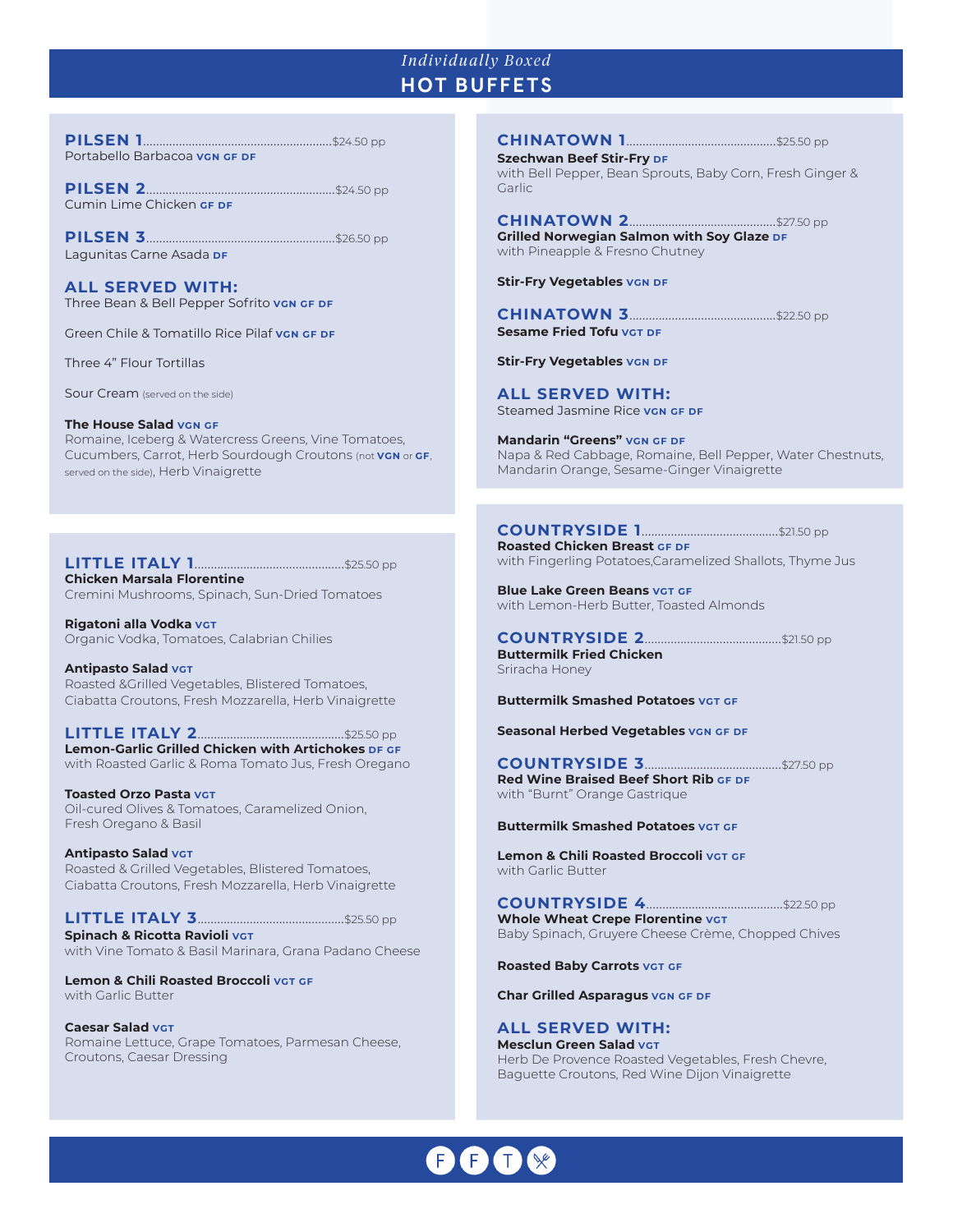*Individually Boxed*

# HOT BUFFETS

## PILSEN 1 ........ $24.50 pp
Portabello Barbacoa **VGN GF DF**

## PILSEN 2 ........ $24.50 pp
Cumin Lime Chicken **GF DF**

## PILSEN 3 ........ $26.50 pp
Lagunitas Carne Asada **DF**

## ALL SERVED WITH:
Three Bean & Bell Pepper Sofrito **VGN GF DF**

Green Chile & Tomatillo Rice Pilaf **VGN GF DF**

Three 4" Flour Tortillas

Sour Cream (served on the side)

**The House Salad** **VGN GF**
Romaine, Iceberg & Watercress Greens, Vine Tomatoes, Cucumbers, Carrot, Herb Sourdough Croutons (not **VGN** or **GF**, served on the side), Herb Vinaigrette

## LITTLE ITALY 1 ........ $25.50 pp
**Chicken Marsala Florentine**
Cremini Mushrooms, Spinach, Sun-Dried Tomatoes

**Rigatoni alla Vodka** **VGT**
Organic Vodka, Tomatoes, Calabrian Chilies

**Antipasto Salad** **VGT**
Roasted &Grilled Vegetables, Blistered Tomatoes, Ciabatta Croutons, Fresh Mozzarella, Herb Vinaigrette

## LITTLE ITALY 2 ........ $25.50 pp
**Lemon-Garlic Grilled Chicken with Artichokes** **DF GF**
with Roasted Garlic & Roma Tomato Jus, Fresh Oregano

**Toasted Orzo Pasta** **VGT**
Oil-cured Olives & Tomatoes, Caramelized Onion, Fresh Oregano & Basil

**Antipasto Salad** **VGT**
Roasted & Grilled Vegetables, Blistered Tomatoes, Ciabatta Croutons, Fresh Mozzarella, Herb Vinaigrette

## LITTLE ITALY 3 ........ $25.50 pp
**Spinach & Ricotta Ravioli** **VGT**
with Vine Tomato & Basil Marinara, Grana Padano Cheese

**Lemon & Chili Roasted Broccoli** **VGT GF**
with Garlic Butter

**Caesar Salad** **VGT**
Romaine Lettuce, Grape Tomatoes, Parmesan Cheese, Croutons, Caesar Dressing

## CHINATOWN 1 ........ $25.50 pp
**Szechwan Beef Stir-Fry** **DF**
with Bell Pepper, Bean Sprouts, Baby Corn, Fresh Ginger & Garlic

## CHINATOWN 2 ........ $27.50 pp
**Grilled Norwegian Salmon with Soy Glaze** **DF**
with Pineapple & Fresno Chutney

**Stir-Fry Vegetables** **VGN DF**

## CHINATOWN 3 ........ $22.50 pp
**Sesame Fried Tofu** **VGT DF**

**Stir-Fry Vegetables** **VGN DF**

## ALL SERVED WITH:
Steamed Jasmine Rice **VGN GF DF**

**Mandarin "Greens"** **VGN GF DF**
Napa & Red Cabbage, Romaine, Bell Pepper, Water Chestnuts, Mandarin Orange, Sesame-Ginger Vinaigrette

## COUNTRYSIDE 1 ........ $21.50 pp
**Roasted Chicken Breast** **GF DF**
with Fingerling Potatoes,Caramelized Shallots, Thyme Jus

**Blue Lake Green Beans** **VGT GF**
with Lemon-Herb Butter, Toasted Almonds

## COUNTRYSIDE 2 ........ $21.50 pp
**Buttermilk Fried Chicken**
Sriracha Honey

**Buttermilk Smashed Potatoes** **VGT GF**

**Seasonal Herbed Vegetables** **VGN GF DF**

## COUNTRYSIDE 3 ........ $27.50 pp
**Red Wine Braised Beef Short Rib** **GF DF**
with "Burnt" Orange Gastrique

**Buttermilk Smashed Potatoes** **VGT GF**

**Lemon & Chili Roasted Broccoli** **VGT GF**
with Garlic Butter

## COUNTRYSIDE 4 ........ $22.50 pp
**Whole Wheat Crepe Florentine** **VGT**
Baby Spinach, Gruyere Cheese Crème, Chopped Chives

**Roasted Baby Carrots** **VGT GF**

**Char Grilled Asparagus** **VGN GF DF**

## ALL SERVED WITH:
**Mesclun Green Salad** **VGT**
Herb De Provence Roasted Vegetables, Fresh Chevre, Baguette Croutons, Red Wine Dijon Vinaigrette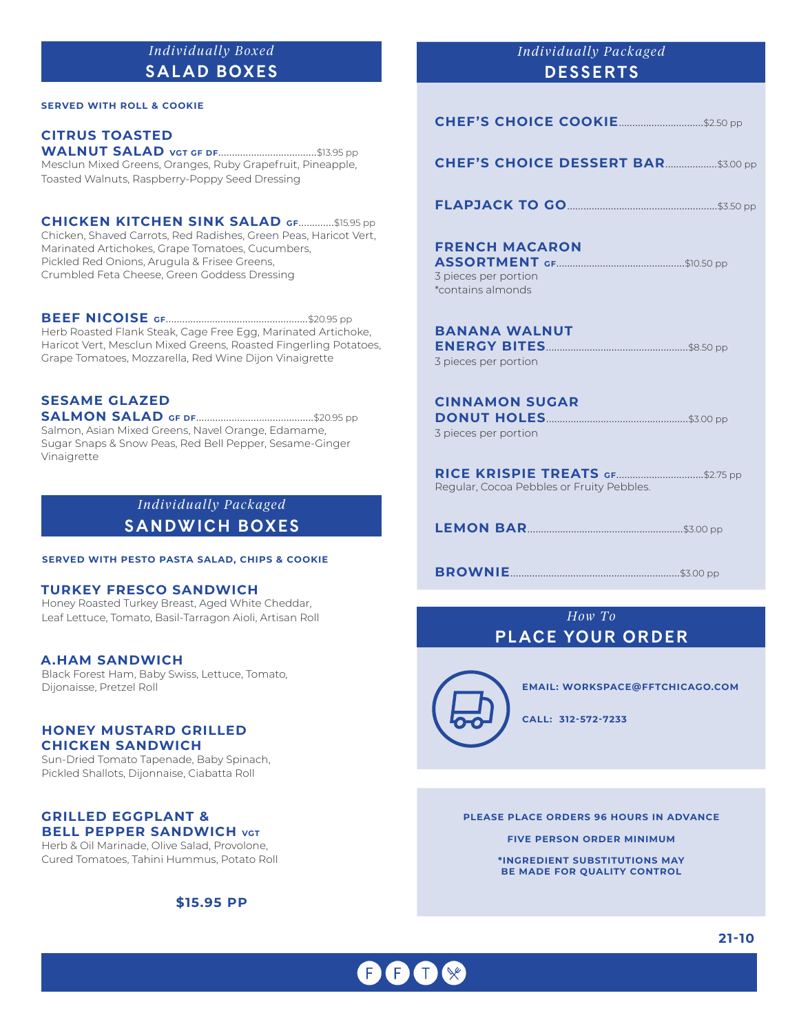## *Individually Boxed* SALAD BOXES

**SERVED WITH ROLL & COOKIE**

### CITRUS TOASTED WALNUT SALAD VGT GF DF ....... $13.95 pp
Mesclun Mixed Greens, Oranges, Ruby Grapefruit, Pineapple, Toasted Walnuts, Raspberry-Poppy Seed Dressing

### CHICKEN KITCHEN SINK SALAD GF ....... $15.95 pp
Chicken, Shaved Carrots, Red Radishes, Green Peas, Haricot Vert, Marinated Artichokes, Grape Tomatoes, Cucumbers, Pickled Red Onions, Arugula & Frisee Greens, Crumbled Feta Cheese, Green Goddess Dressing

### BEEF NICOISE GF ....... $20.95 pp
Herb Roasted Flank Steak, Cage Free Egg, Marinated Artichoke, Haricot Vert, Mesclun Mixed Greens, Roasted Fingerling Potatoes, Grape Tomatoes, Mozzarella, Red Wine Dijon Vinaigrette

### SESAME GLAZED SALMON SALAD GF DF ....... $20.95 pp
Salmon, Asian Mixed Greens, Navel Orange, Edamame, Sugar Snaps & Snow Peas, Red Bell Pepper, Sesame-Ginger Vinaigrette

## *Individually Packaged* SANDWICH BOXES

**SERVED WITH PESTO PASTA SALAD, CHIPS & COOKIE**

### TURKEY FRESCO SANDWICH
Honey Roasted Turkey Breast, Aged White Cheddar, Leaf Lettuce, Tomato, Basil-Tarragon Aioli, Artisan Roll

### A.HAM SANDWICH
Black Forest Ham, Baby Swiss, Lettuce, Tomato, Dijonaisse, Pretzel Roll

### HONEY MUSTARD GRILLED CHICKEN SANDWICH
Sun-Dried Tomato Tapenade, Baby Spinach, Pickled Shallots, Dijonnaise, Ciabatta Roll

### GRILLED EGGPLANT & BELL PEPPER SANDWICH VGT
Herb & Oil Marinade, Olive Salad, Provolone, Cured Tomatoes, Tahini Hummus, Potato Roll

**$15.95 PP**

## *Individually Packaged* DESSERTS

**CHEF'S CHOICE COOKIE** ....... $2.50 pp

**CHEF'S CHOICE DESSERT BAR** ....... $3.00 pp

**FLAPJACK TO GO** ....... $3.50 pp

**FRENCH MACARON ASSORTMENT GF** ....... $10.50 pp
3 pieces per portion
*contains almonds

**BANANA WALNUT ENERGY BITES** ....... $8.50 pp
3 pieces per portion

**CINNAMON SUGAR DONUT HOLES** ....... $3.00 pp
3 pieces per portion

**RICE KRISPIE TREATS GF** ....... $2.75 pp
Regular, Cocoa Pebbles or Fruity Pebbles.

**LEMON BAR** ....... $3.00 pp

**BROWNIE** ....... $3.00 pp

## *How To* PLACE YOUR ORDER

**EMAIL: WORKSPACE@FFTCHICAGO.COM**

**CALL: 312-572-7233**

**PLEASE PLACE ORDERS 96 HOURS IN ADVANCE**

**FIVE PERSON ORDER MINIMUM**

***INGREDIENT SUBSTITUTIONS MAY BE MADE FOR QUALITY CONTROL**

21-10